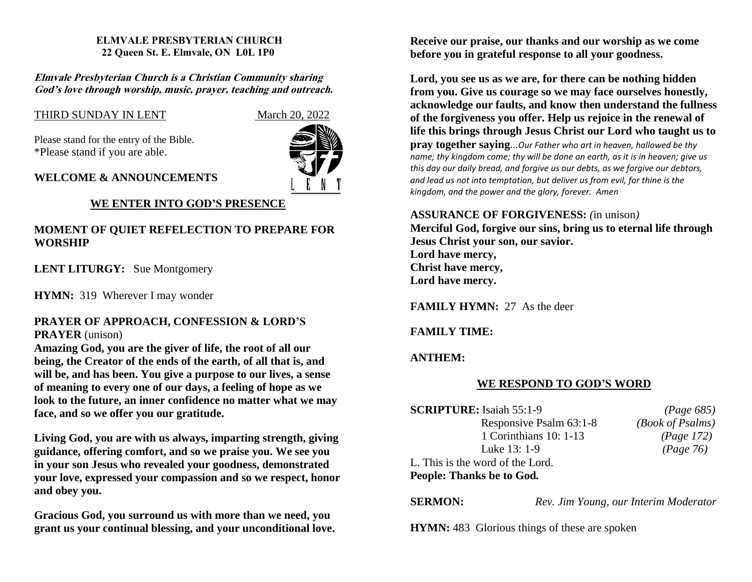**ELMVALE PRESBYTERIAN CHURCH**
**22 Queen St. E. Elmvale, ON L0L 1P0**

***Elmvale Presbyterian Church is a Christian Community sharing God's love through worship, music, prayer, teaching and outreach.***

THIRD SUNDAY IN LENT March 20, 2022

Please stand for the entry of the Bible.
*Please stand if you are able.

**WELCOME & ANNOUNCEMENTS**

## WE ENTER INTO GOD'S PRESENCE

**MOMENT OF QUIET REFELECTION TO PREPARE FOR WORSHIP**

**LENT LITURGY:** Sue Montgomery

**HYMN:** 319 Wherever I may wonder

**PRAYER OF APPROACH, CONFESSION & LORD'S PRAYER** (unison)

**Amazing God, you are the giver of life, the root of all our being, the Creator of the ends of the earth, of all that is, and will be, and has been. You give a purpose to our lives, a sense of meaning to every one of our days, a feeling of hope as we look to the future, an inner confidence no matter what we may face, and so we offer you our gratitude.**

**Living God, you are with us always, imparting strength, giving guidance, offering comfort, and so we praise you. We see you in your son Jesus who revealed your goodness, demonstrated your love, expressed your compassion and so we respect, honor and obey you.**

**Gracious God, you surround us with more than we need, you grant us your continual blessing, and your unconditional love. Receive our praise, our thanks and our worship as we come before you in grateful response to all your goodness.**

**Lord, you see us as we are, for there can be nothing hidden from you. Give us courage so we may face ourselves honestly, acknowledge our faults, and know then understand the fullness of the forgiveness you offer. Help us rejoice in the renewal of life this brings through Jesus Christ our Lord who taught us to pray together saying**...*Our Father who art in heaven, hallowed be thy name; thy kingdom come; thy will be done on earth, as it is in heaven; give us this day our daily bread, and forgive us our debts, as we forgive our debtors, and lead us not into temptation, but deliver us from evil, for thine is the kingdom, and the power and the glory, forever. Amen*

**ASSURANCE OF FORGIVENESS:** *(*in unison*)*
**Merciful God, forgive our sins, bring us to eternal life through Jesus Christ your son, our savior.**
**Lord have mercy,**
**Christ have mercy,**
**Lord have mercy.**

**FAMILY HYMN:** 27 As the deer

**FAMILY TIME:**

**ANTHEM:**

## WE RESPOND TO GOD'S WORD

**SCRIPTURE:** Isaiah 55:1-9 *(Page 685)*
Responsive Psalm 63:1-8 *(Book of Psalms)*
1 Corinthians 10: 1-13 *(Page 172)*
Luke 13: 1-9 *(Page 76)*

L. This is the word of the Lord.
**People: Thanks be to God.**

**SERMON:** *Rev. Jim Young, our Interim Moderator*

**HYMN:** 483 Glorious things of these are spoken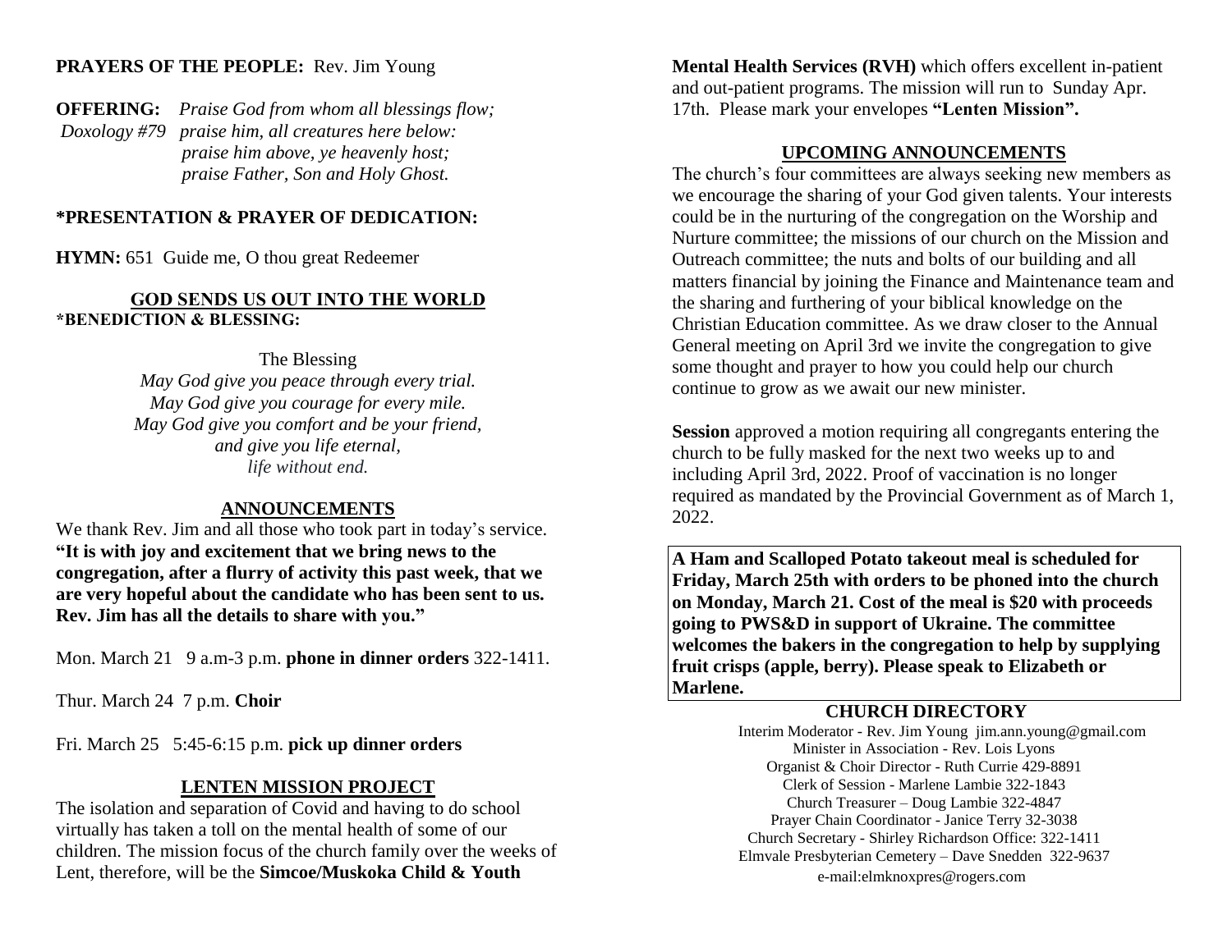**PRAYERS OF THE PEOPLE:** Rev. Jim Young

**OFFERING:** *Praise God from whom all blessings flow;*
*Doxology #79* *praise him, all creatures here below:*
*praise him above, ye heavenly host;*
*praise Father, Son and Holy Ghost.*

**\*PRESENTATION & PRAYER OF DEDICATION:**

**HYMN:** 651 Guide me, O thou great Redeemer

## GOD SENDS US OUT INTO THE WORLD

**\*BENEDICTION & BLESSING:**

The Blessing
*May God give you peace through every trial.*
*May God give you courage for every mile.*
*May God give you comfort and be your friend,*
*and give you life eternal,*
*life without end.*

## ANNOUNCEMENTS

We thank Rev. Jim and all those who took part in today's service. **"It is with joy and excitement that we bring news to the congregation, after a flurry of activity this past week, that we are very hopeful about the candidate who has been sent to us. Rev. Jim has all the details to share with you."**

Mon. March 21 9 a.m-3 p.m. **phone in dinner orders** 322-1411.

Thur. March 24 7 p.m. **Choir**

Fri. March 25 5:45-6:15 p.m. **pick up dinner orders**

## LENTEN MISSION PROJECT

The isolation and separation of Covid and having to do school virtually has taken a toll on the mental health of some of our children. The mission focus of the church family over the weeks of Lent, therefore, will be the **Simcoe/Muskoka Child & Youth Mental Health Services (RVH)** which offers excellent in-patient and out-patient programs. The mission will run to Sunday Apr. 17th. Please mark your envelopes **"Lenten Mission".**

## UPCOMING ANNOUNCEMENTS

The church's four committees are always seeking new members as we encourage the sharing of your God given talents. Your interests could be in the nurturing of the congregation on the Worship and Nurture committee; the missions of our church on the Mission and Outreach committee; the nuts and bolts of our building and all matters financial by joining the Finance and Maintenance team and the sharing and furthering of your biblical knowledge on the Christian Education committee. As we draw closer to the Annual General meeting on April 3rd we invite the congregation to give some thought and prayer to how you could help our church continue to grow as we await our new minister.

**Session** approved a motion requiring all congregants entering the church to be fully masked for the next two weeks up to and including April 3rd, 2022. Proof of vaccination is no longer required as mandated by the Provincial Government as of March 1, 2022.

**A Ham and Scalloped Potato takeout meal is scheduled for Friday, March 25th with orders to be phoned into the church on Monday, March 21. Cost of the meal is $20 with proceeds going to PWS&D in support of Ukraine. The committee welcomes the bakers in the congregation to help by supplying fruit crisps (apple, berry). Please speak to Elizabeth or Marlene.**

## CHURCH DIRECTORY

Interim Moderator - Rev. Jim Young jim.ann.young@gmail.com
Minister in Association - Rev. Lois Lyons
Organist & Choir Director - Ruth Currie 429-8891
Clerk of Session - Marlene Lambie 322-1843
Church Treasurer – Doug Lambie 322-4847
Prayer Chain Coordinator - Janice Terry 32-3038
Church Secretary - Shirley Richardson Office: 322-1411
Elmvale Presbyterian Cemetery – Dave Snedden 322-9637
e-mail:elmknoxpres@rogers.com